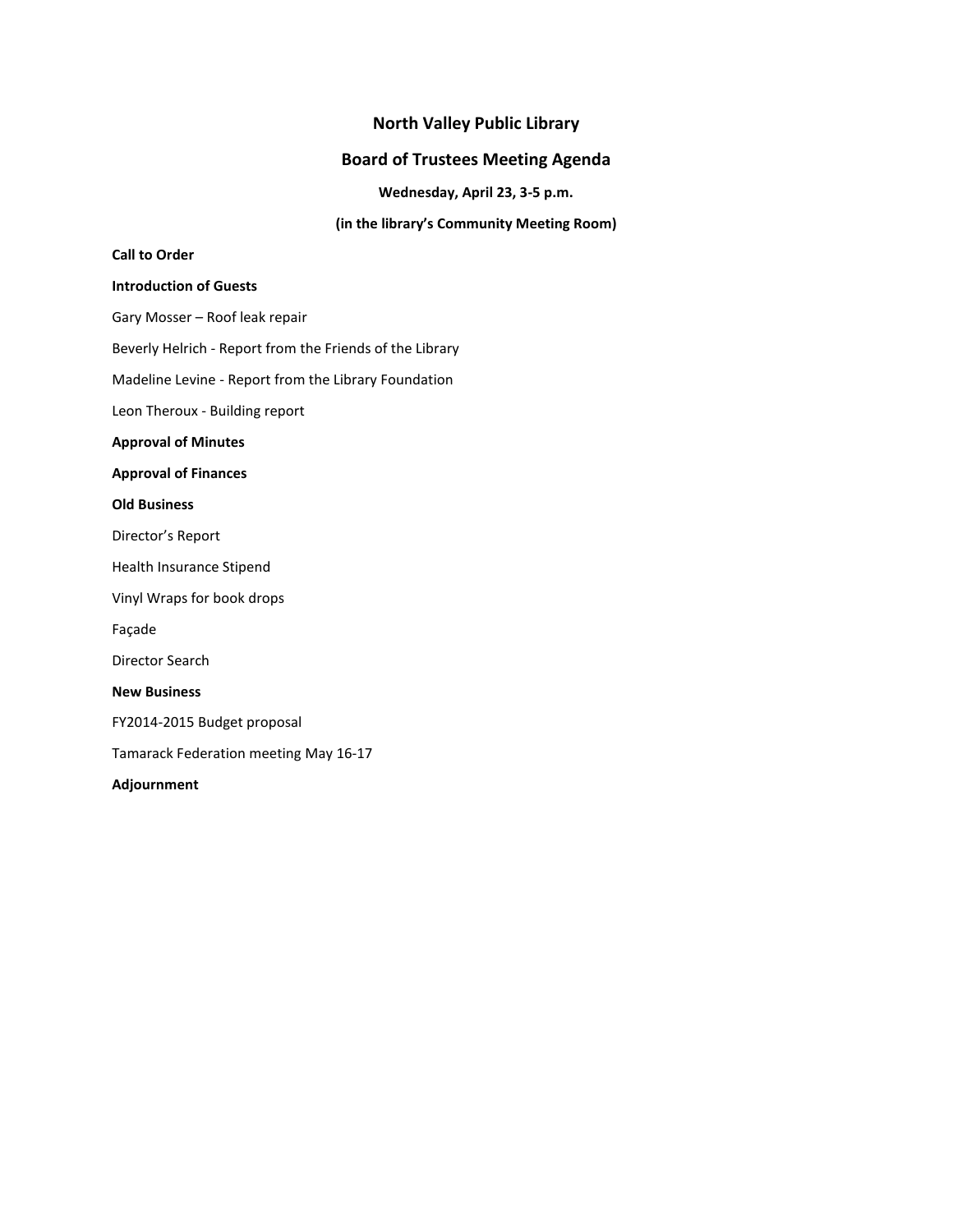# North Valley Public Library

## Board of Trustees Meeting Agenda

**Wednesday, April 23, 3-5 p.m.**

**(in the library's Community Meeting Room)**

**Call to Order**

**Introduction of Guests**

Gary Mosser – Roof leak repair

Beverly Helrich - Report from the Friends of the Library

Madeline Levine - Report from the Library Foundation

Leon Theroux - Building report

**Approval of Minutes**

**Approval of Finances**

**Old Business**

Director's Report

Health Insurance Stipend

Vinyl Wraps for book drops

Façade

Director Search

**New Business**

FY2014-2015 Budget proposal

Tamarack Federation meeting May 16-17

**Adjournment**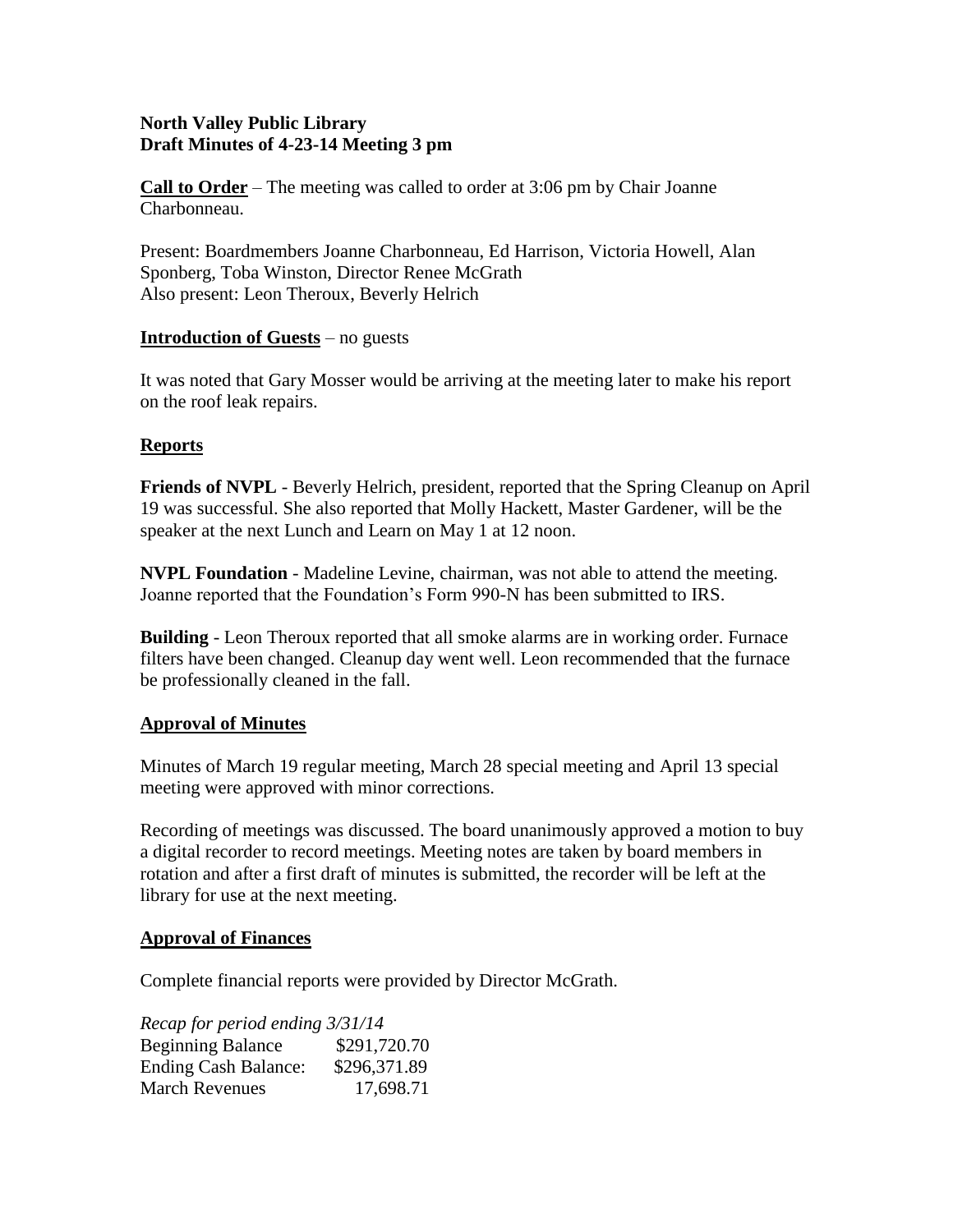**North Valley Public Library**
**Draft Minutes of 4-23-14 Meeting 3 pm**

**Call to Order** – The meeting was called to order at 3:06 pm by Chair Joanne Charbonneau.

Present: Boardmembers Joanne Charbonneau, Ed Harrison, Victoria Howell, Alan Sponberg, Toba Winston, Director Renee McGrath
Also present: Leon Theroux, Beverly Helrich

**Introduction of Guests** – no guests

It was noted that Gary Mosser would be arriving at the meeting later to make his report on the roof leak repairs.

## Reports

**Friends of NVPL** - Beverly Helrich, president, reported that the Spring Cleanup on April 19 was successful. She also reported that Molly Hackett, Master Gardener, will be the speaker at the next Lunch and Learn on May 1 at 12 noon.

**NVPL Foundation** - Madeline Levine, chairman, was not able to attend the meeting. Joanne reported that the Foundation's Form 990-N has been submitted to IRS.

**Building** - Leon Theroux reported that all smoke alarms are in working order. Furnace filters have been changed. Cleanup day went well. Leon recommended that the furnace be professionally cleaned in the fall.

## Approval of Minutes

Minutes of March 19 regular meeting, March 28 special meeting and April 13 special meeting were approved with minor corrections.

Recording of meetings was discussed. The board unanimously approved a motion to buy a digital recorder to record meetings. Meeting notes are taken by board members in rotation and after a first draft of minutes is submitted, the recorder will be left at the library for use at the next meeting.

## Approval of Finances

Complete financial reports were provided by Director McGrath.

*Recap for period ending 3/31/14*

| | |
|---|---|
| Beginning Balance | \$291,720.70 |
| Ending Cash Balance: | \$296,371.89 |
| March Revenues | 17,698.71 |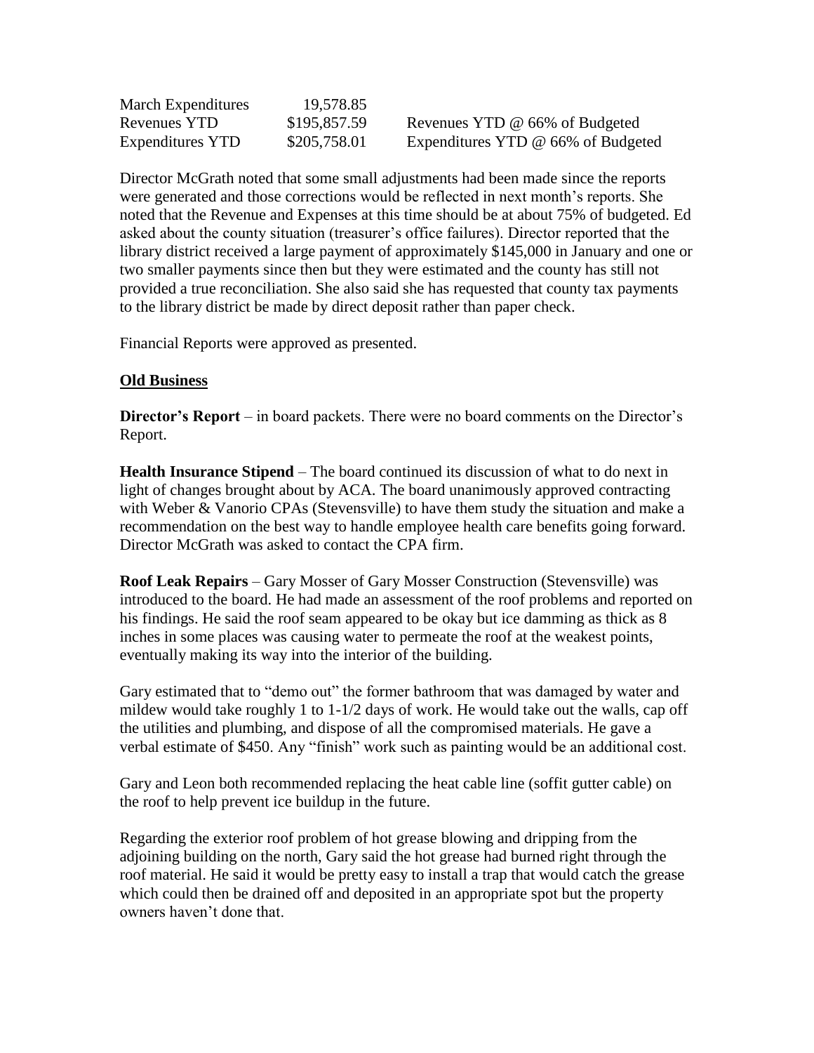| | | |
|---|---|---|
| March Expenditures | 19,578.85 | |
| Revenues YTD | $195,857.59 | Revenues YTD @ 66% of Budgeted |
| Expenditures YTD | $205,758.01 | Expenditures YTD @ 66% of Budgeted |

Director McGrath noted that some small adjustments had been made since the reports were generated and those corrections would be reflected in next month's reports. She noted that the Revenue and Expenses at this time should be at about 75% of budgeted. Ed asked about the county situation (treasurer's office failures). Director reported that the library district received a large payment of approximately $145,000 in January and one or two smaller payments since then but they were estimated and the county has still not provided a true reconciliation. She also said she has requested that county tax payments to the library district be made by direct deposit rather than paper check.

Financial Reports were approved as presented.

**Old Business**

**Director's Report** – in board packets. There were no board comments on the Director's Report.

**Health Insurance Stipend** – The board continued its discussion of what to do next in light of changes brought about by ACA. The board unanimously approved contracting with Weber & Vanorio CPAs (Stevensville) to have them study the situation and make a recommendation on the best way to handle employee health care benefits going forward. Director McGrath was asked to contact the CPA firm.

**Roof Leak Repairs** – Gary Mosser of Gary Mosser Construction (Stevensville) was introduced to the board. He had made an assessment of the roof problems and reported on his findings. He said the roof seam appeared to be okay but ice damming as thick as 8 inches in some places was causing water to permeate the roof at the weakest points, eventually making its way into the interior of the building.

Gary estimated that to "demo out" the former bathroom that was damaged by water and mildew would take roughly 1 to 1-1/2 days of work. He would take out the walls, cap off the utilities and plumbing, and dispose of all the compromised materials. He gave a verbal estimate of $450. Any "finish" work such as painting would be an additional cost.

Gary and Leon both recommended replacing the heat cable line (soffit gutter cable) on the roof to help prevent ice buildup in the future.

Regarding the exterior roof problem of hot grease blowing and dripping from the adjoining building on the north, Gary said the hot grease had burned right through the roof material. He said it would be pretty easy to install a trap that would catch the grease which could then be drained off and deposited in an appropriate spot but the property owners haven't done that.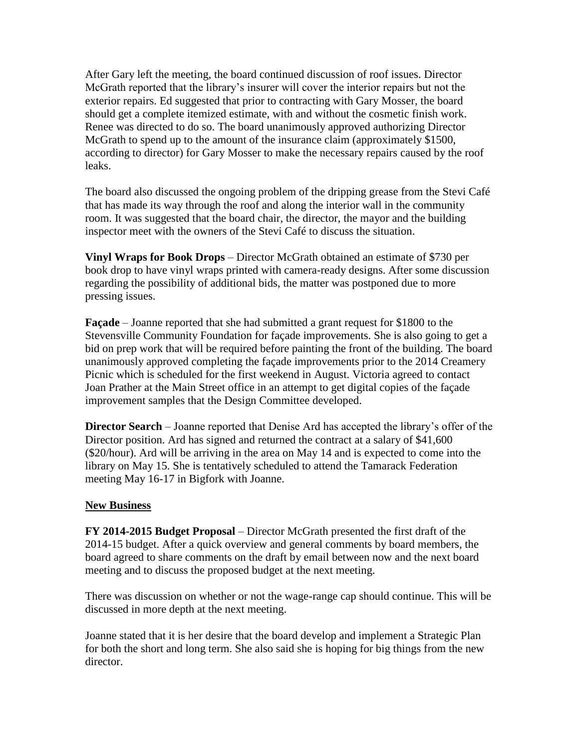After Gary left the meeting, the board continued discussion of roof issues. Director McGrath reported that the library's insurer will cover the interior repairs but not the exterior repairs. Ed suggested that prior to contracting with Gary Mosser, the board should get a complete itemized estimate, with and without the cosmetic finish work. Renee was directed to do so. The board unanimously approved authorizing Director McGrath to spend up to the amount of the insurance claim (approximately $1500, according to director) for Gary Mosser to make the necessary repairs caused by the roof leaks.

The board also discussed the ongoing problem of the dripping grease from the Stevi Café that has made its way through the roof and along the interior wall in the community room. It was suggested that the board chair, the director, the mayor and the building inspector meet with the owners of the Stevi Café to discuss the situation.

**Vinyl Wraps for Book Drops** – Director McGrath obtained an estimate of $730 per book drop to have vinyl wraps printed with camera-ready designs. After some discussion regarding the possibility of additional bids, the matter was postponed due to more pressing issues.

**Façade** – Joanne reported that she had submitted a grant request for $1800 to the Stevensville Community Foundation for façade improvements. She is also going to get a bid on prep work that will be required before painting the front of the building. The board unanimously approved completing the façade improvements prior to the 2014 Creamery Picnic which is scheduled for the first weekend in August. Victoria agreed to contact Joan Prather at the Main Street office in an attempt to get digital copies of the façade improvement samples that the Design Committee developed.

**Director Search** – Joanne reported that Denise Ard has accepted the library's offer of the Director position. Ard has signed and returned the contract at a salary of $41,600 ($20/hour). Ard will be arriving in the area on May 14 and is expected to come into the library on May 15. She is tentatively scheduled to attend the Tamarack Federation meeting May 16-17 in Bigfork with Joanne.

## New Business

**FY 2014-2015 Budget Proposal** – Director McGrath presented the first draft of the 2014-15 budget. After a quick overview and general comments by board members, the board agreed to share comments on the draft by email between now and the next board meeting and to discuss the proposed budget at the next meeting.

There was discussion on whether or not the wage-range cap should continue. This will be discussed in more depth at the next meeting.

Joanne stated that it is her desire that the board develop and implement a Strategic Plan for both the short and long term. She also said she is hoping for big things from the new director.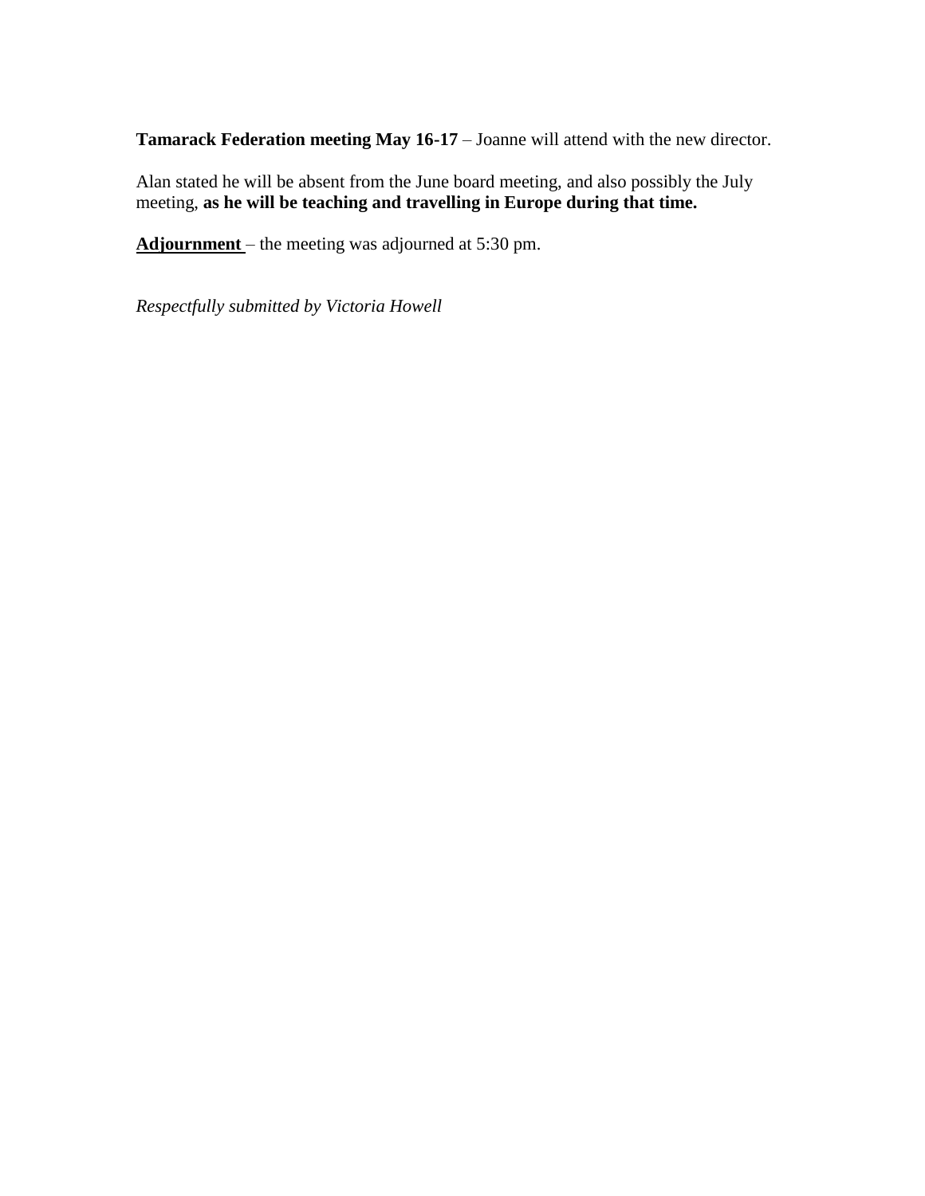**Tamarack Federation meeting May 16-17** – Joanne will attend with the new director.

Alan stated he will be absent from the June board meeting, and also possibly the July meeting, **as he will be teaching and travelling in Europe during that time.**

**Adjournment** – the meeting was adjourned at 5:30 pm.

*Respectfully submitted by Victoria Howell*